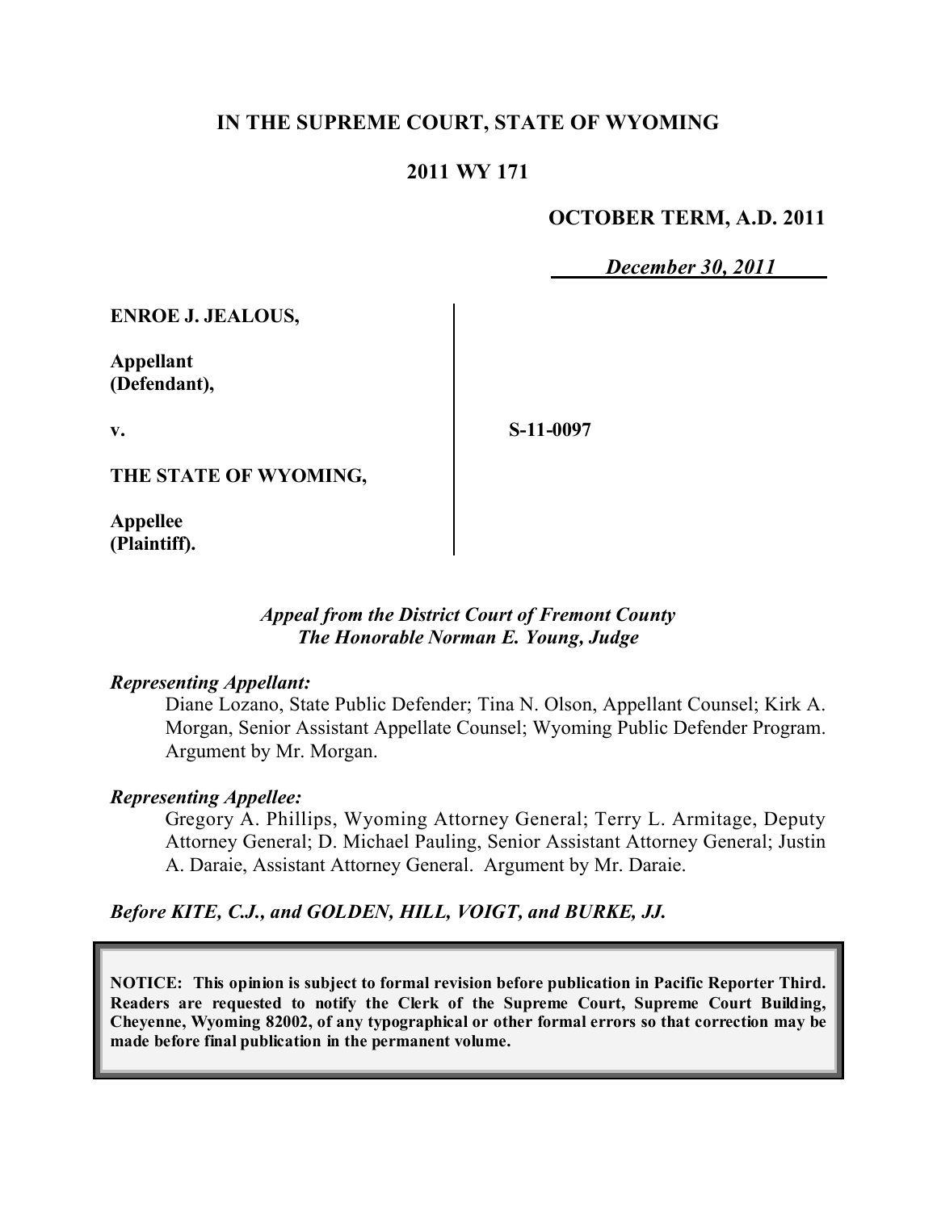# IN THE SUPREME COURT, STATE OF WYOMING

## 2011 WY 171

**OCTOBER TERM, A.D. 2011**

***December 30, 2011***

**ENROE J. JEALOUS,**

**Appellant (Defendant),**

**v.**

**S-11-0097**

**THE STATE OF WYOMING,**

**Appellee (Plaintiff).**

*Appeal from the District Court of Fremont County*
*The Honorable Norman E. Young, Judge*

***Representing Appellant:***

Diane Lozano, State Public Defender; Tina N. Olson, Appellant Counsel; Kirk A. Morgan, Senior Assistant Appellate Counsel; Wyoming Public Defender Program. Argument by Mr. Morgan.

***Representing Appellee:***

Gregory A. Phillips, Wyoming Attorney General; Terry L. Armitage, Deputy Attorney General; D. Michael Pauling, Senior Assistant Attorney General; Justin A. Daraie, Assistant Attorney General. Argument by Mr. Daraie.

***Before KITE, C.J., and GOLDEN, HILL, VOIGT, and BURKE, JJ.***

**NOTICE: This opinion is subject to formal revision before publication in Pacific Reporter Third. Readers are requested to notify the Clerk of the Supreme Court, Supreme Court Building, Cheyenne, Wyoming 82002, of any typographical or other formal errors so that correction may be made before final publication in the permanent volume.**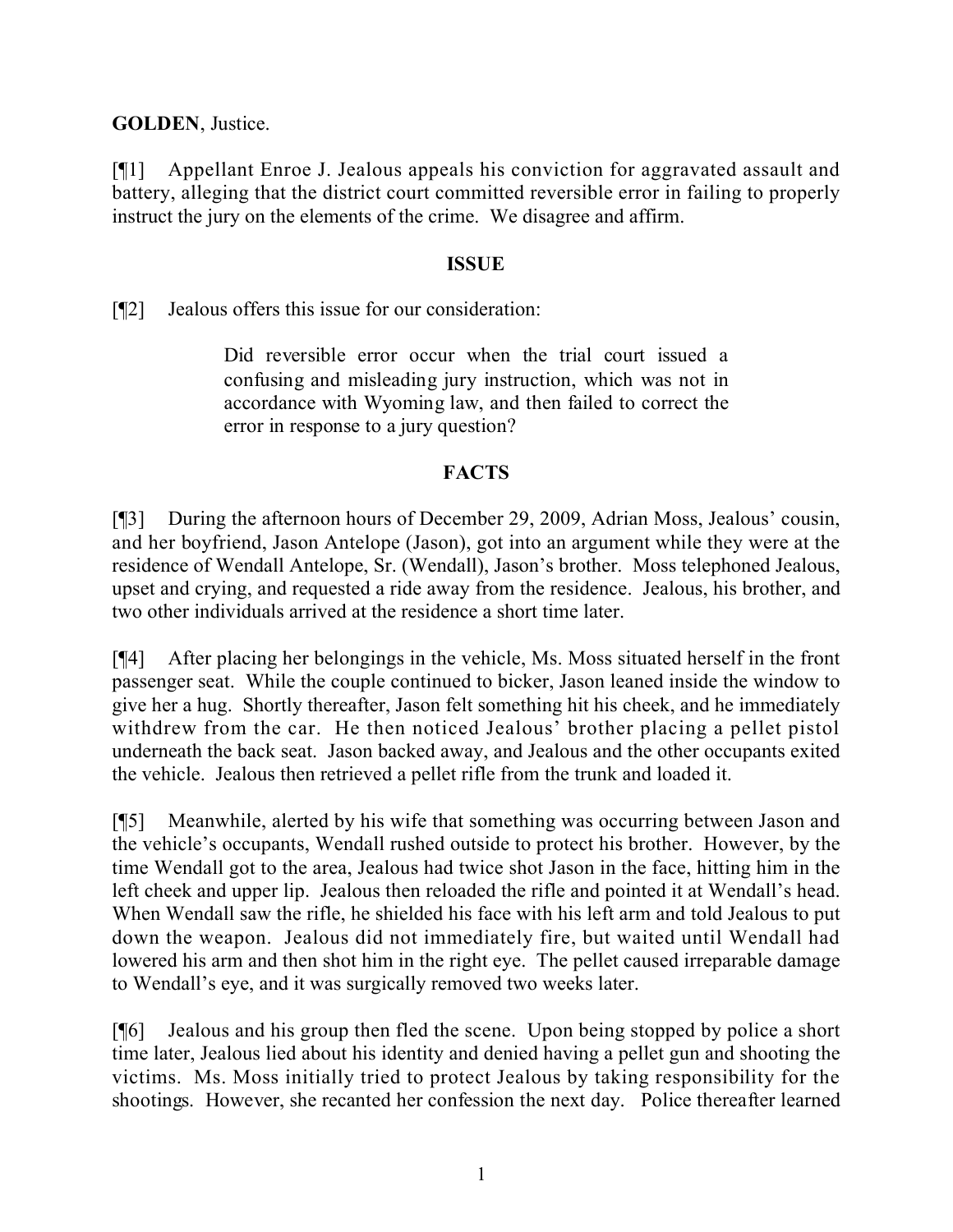**GOLDEN**, Justice.

[¶1] Appellant Enroe J. Jealous appeals his conviction for aggravated assault and battery, alleging that the district court committed reversible error in failing to properly instruct the jury on the elements of the crime. We disagree and affirm.

## ISSUE

[¶2] Jealous offers this issue for our consideration:

> Did reversible error occur when the trial court issued a confusing and misleading jury instruction, which was not in accordance with Wyoming law, and then failed to correct the error in response to a jury question?

## FACTS

[¶3] During the afternoon hours of December 29, 2009, Adrian Moss, Jealous' cousin, and her boyfriend, Jason Antelope (Jason), got into an argument while they were at the residence of Wendall Antelope, Sr. (Wendall), Jason's brother. Moss telephoned Jealous, upset and crying, and requested a ride away from the residence. Jealous, his brother, and two other individuals arrived at the residence a short time later.

[¶4] After placing her belongings in the vehicle, Ms. Moss situated herself in the front passenger seat. While the couple continued to bicker, Jason leaned inside the window to give her a hug. Shortly thereafter, Jason felt something hit his cheek, and he immediately withdrew from the car. He then noticed Jealous' brother placing a pellet pistol underneath the back seat. Jason backed away, and Jealous and the other occupants exited the vehicle. Jealous then retrieved a pellet rifle from the trunk and loaded it.

[¶5] Meanwhile, alerted by his wife that something was occurring between Jason and the vehicle's occupants, Wendall rushed outside to protect his brother. However, by the time Wendall got to the area, Jealous had twice shot Jason in the face, hitting him in the left cheek and upper lip. Jealous then reloaded the rifle and pointed it at Wendall's head. When Wendall saw the rifle, he shielded his face with his left arm and told Jealous to put down the weapon. Jealous did not immediately fire, but waited until Wendall had lowered his arm and then shot him in the right eye. The pellet caused irreparable damage to Wendall's eye, and it was surgically removed two weeks later.

[¶6] Jealous and his group then fled the scene. Upon being stopped by police a short time later, Jealous lied about his identity and denied having a pellet gun and shooting the victims. Ms. Moss initially tried to protect Jealous by taking responsibility for the shootings. However, she recanted her confession the next day. Police thereafter learned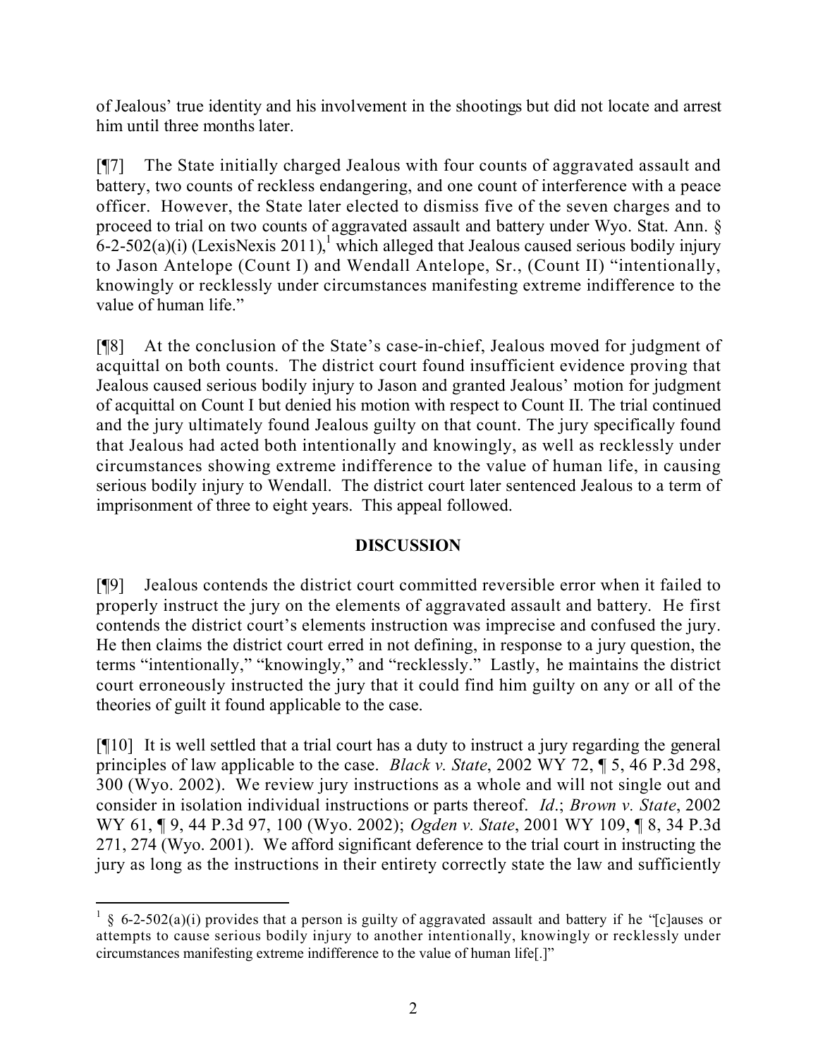of Jealous' true identity and his involvement in the shootings but did not locate and arrest him until three months later.

[¶7] The State initially charged Jealous with four counts of aggravated assault and battery, two counts of reckless endangering, and one count of interference with a peace officer. However, the State later elected to dismiss five of the seven charges and to proceed to trial on two counts of aggravated assault and battery under Wyo. Stat. Ann. § 6-2-502(a)(i) (LexisNexis 2011),[1] which alleged that Jealous caused serious bodily injury to Jason Antelope (Count I) and Wendall Antelope, Sr., (Count II) "intentionally, knowingly or recklessly under circumstances manifesting extreme indifference to the value of human life."

[¶8] At the conclusion of the State's case-in-chief, Jealous moved for judgment of acquittal on both counts. The district court found insufficient evidence proving that Jealous caused serious bodily injury to Jason and granted Jealous' motion for judgment of acquittal on Count I but denied his motion with respect to Count II. The trial continued and the jury ultimately found Jealous guilty on that count. The jury specifically found that Jealous had acted both intentionally and knowingly, as well as recklessly under circumstances showing extreme indifference to the value of human life, in causing serious bodily injury to Wendall. The district court later sentenced Jealous to a term of imprisonment of three to eight years. This appeal followed.

## DISCUSSION

[¶9] Jealous contends the district court committed reversible error when it failed to properly instruct the jury on the elements of aggravated assault and battery. He first contends the district court's elements instruction was imprecise and confused the jury. He then claims the district court erred in not defining, in response to a jury question, the terms "intentionally," "knowingly," and "recklessly." Lastly, he maintains the district court erroneously instructed the jury that it could find him guilty on any or all of the theories of guilt it found applicable to the case.

[¶10] It is well settled that a trial court has a duty to instruct a jury regarding the general principles of law applicable to the case. *Black v. State*, 2002 WY 72, ¶ 5, 46 P.3d 298, 300 (Wyo. 2002). We review jury instructions as a whole and will not single out and consider in isolation individual instructions or parts thereof. *Id*.; *Brown v. State*, 2002 WY 61, ¶ 9, 44 P.3d 97, 100 (Wyo. 2002); *Ogden v. State*, 2001 WY 109, ¶ 8, 34 P.3d 271, 274 (Wyo. 2001). We afford significant deference to the trial court in instructing the jury as long as the instructions in their entirety correctly state the law and sufficiently

---

[1] § 6-2-502(a)(i) provides that a person is guilty of aggravated assault and battery if he "[c]auses or attempts to cause serious bodily injury to another intentionally, knowingly or recklessly under circumstances manifesting extreme indifference to the value of human life[.]"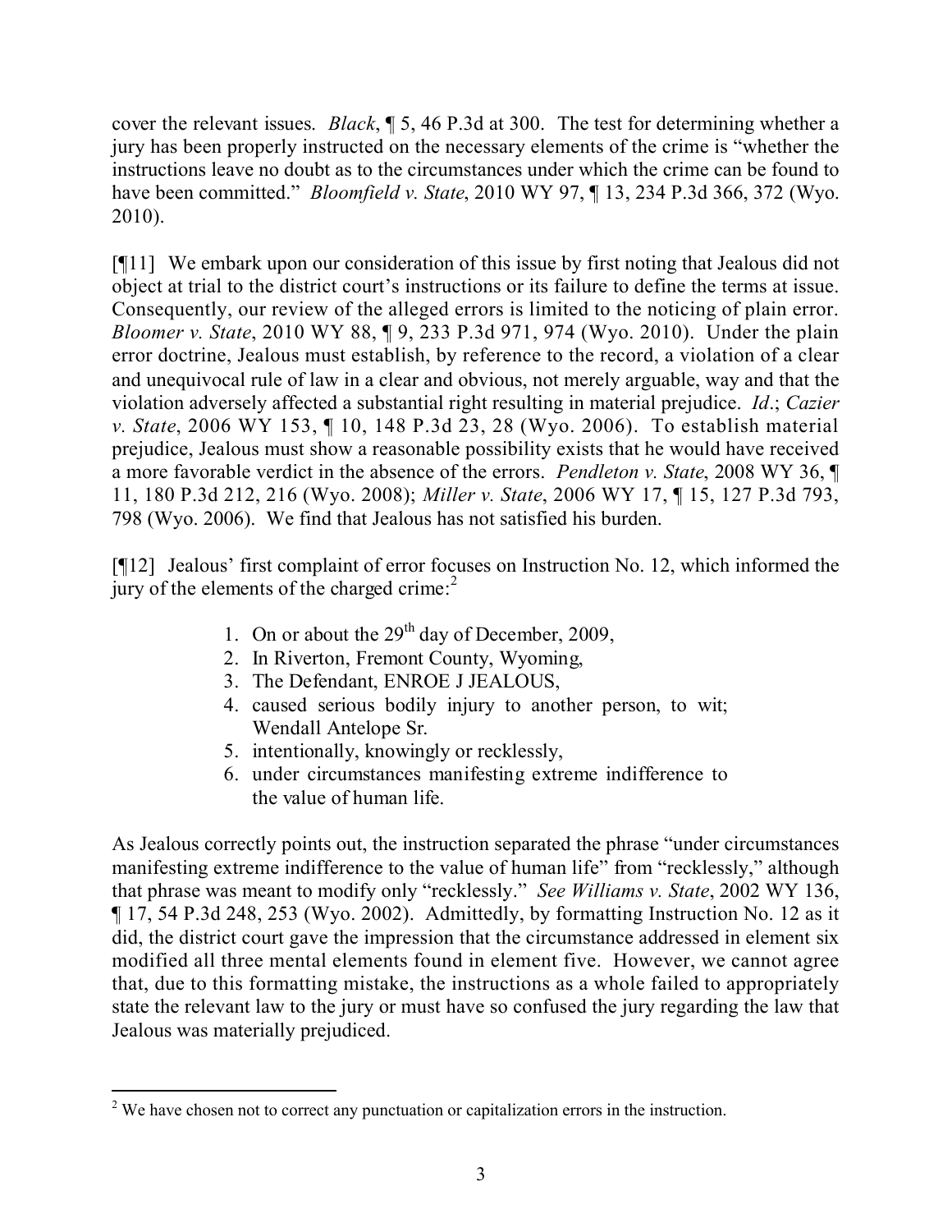cover the relevant issues. *Black*, ¶ 5, 46 P.3d at 300. The test for determining whether a jury has been properly instructed on the necessary elements of the crime is "whether the instructions leave no doubt as to the circumstances under which the crime can be found to have been committed." *Bloomfield v. State*, 2010 WY 97, ¶ 13, 234 P.3d 366, 372 (Wyo. 2010).

[¶11] We embark upon our consideration of this issue by first noting that Jealous did not object at trial to the district court's instructions or its failure to define the terms at issue. Consequently, our review of the alleged errors is limited to the noticing of plain error. *Bloomer v. State*, 2010 WY 88, ¶ 9, 233 P.3d 971, 974 (Wyo. 2010). Under the plain error doctrine, Jealous must establish, by reference to the record, a violation of a clear and unequivocal rule of law in a clear and obvious, not merely arguable, way and that the violation adversely affected a substantial right resulting in material prejudice. *Id*.; *Cazier v. State*, 2006 WY 153, ¶ 10, 148 P.3d 23, 28 (Wyo. 2006). To establish material prejudice, Jealous must show a reasonable possibility exists that he would have received a more favorable verdict in the absence of the errors. *Pendleton v. State*, 2008 WY 36, ¶ 11, 180 P.3d 212, 216 (Wyo. 2008); *Miller v. State*, 2006 WY 17, ¶ 15, 127 P.3d 793, 798 (Wyo. 2006). We find that Jealous has not satisfied his burden.

[¶12] Jealous' first complaint of error focuses on Instruction No. 12, which informed the jury of the elements of the charged crime:[2]

1. On or about the 29th day of December, 2009,
2. In Riverton, Fremont County, Wyoming,
3. The Defendant, ENROE J JEALOUS,
4. caused serious bodily injury to another person, to wit; Wendall Antelope Sr.
5. intentionally, knowingly or recklessly,
6. under circumstances manifesting extreme indifference to the value of human life.

As Jealous correctly points out, the instruction separated the phrase "under circumstances manifesting extreme indifference to the value of human life" from "recklessly," although that phrase was meant to modify only "recklessly." *See Williams v. State*, 2002 WY 136, ¶ 17, 54 P.3d 248, 253 (Wyo. 2002). Admittedly, by formatting Instruction No. 12 as it did, the district court gave the impression that the circumstance addressed in element six modified all three mental elements found in element five. However, we cannot agree that, due to this formatting mistake, the instructions as a whole failed to appropriately state the relevant law to the jury or must have so confused the jury regarding the law that Jealous was materially prejudiced.

---

[2] We have chosen not to correct any punctuation or capitalization errors in the instruction.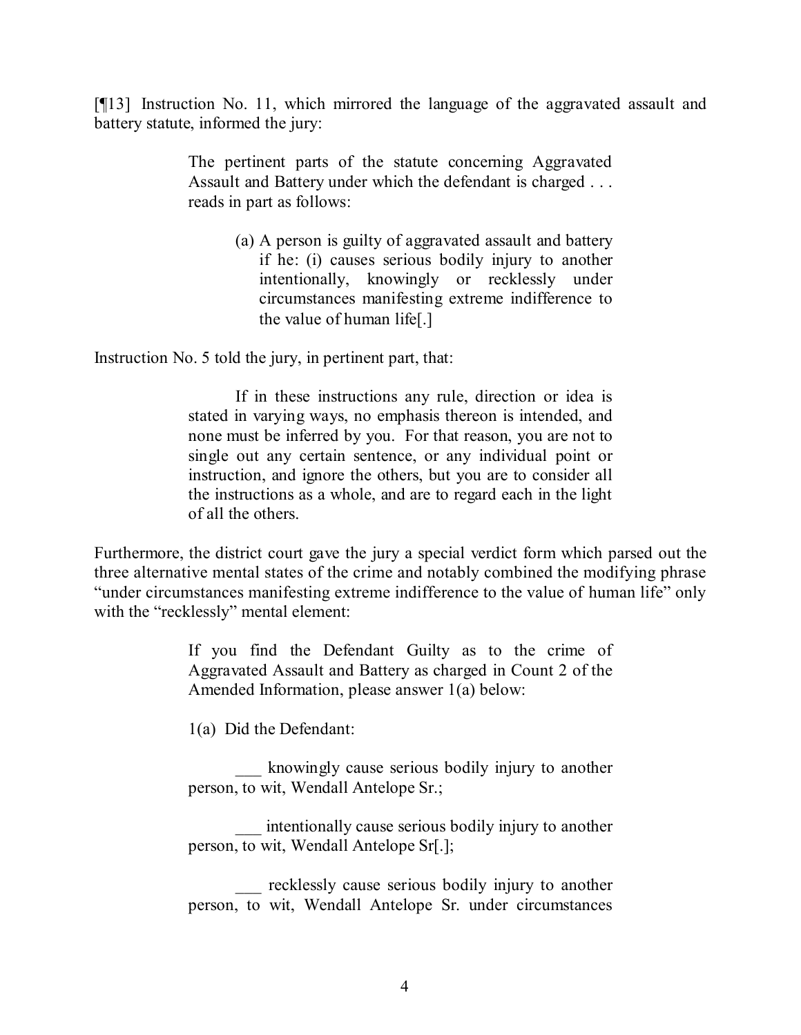[¶13] Instruction No. 11, which mirrored the language of the aggravated assault and battery statute, informed the jury:

> The pertinent parts of the statute concerning Aggravated Assault and Battery under which the defendant is charged . . . reads in part as follows:
>
> > (a) A person is guilty of aggravated assault and battery if he: (i) causes serious bodily injury to another intentionally, knowingly or recklessly under circumstances manifesting extreme indifference to the value of human life[.]

Instruction No. 5 told the jury, in pertinent part, that:

> If in these instructions any rule, direction or idea is stated in varying ways, no emphasis thereon is intended, and none must be inferred by you. For that reason, you are not to single out any certain sentence, or any individual point or instruction, and ignore the others, but you are to consider all the instructions as a whole, and are to regard each in the light of all the others.

Furthermore, the district court gave the jury a special verdict form which parsed out the three alternative mental states of the crime and notably combined the modifying phrase "under circumstances manifesting extreme indifference to the value of human life" only with the "recklessly" mental element:

> If you find the Defendant Guilty as to the crime of Aggravated Assault and Battery as charged in Count 2 of the Amended Information, please answer 1(a) below:
>
> 1(a) Did the Defendant:
>
> ___ knowingly cause serious bodily injury to another person, to wit, Wendall Antelope Sr.;
>
> ___ intentionally cause serious bodily injury to another person, to wit, Wendall Antelope Sr[.];
>
> ___ recklessly cause serious bodily injury to another person, to wit, Wendall Antelope Sr. under circumstances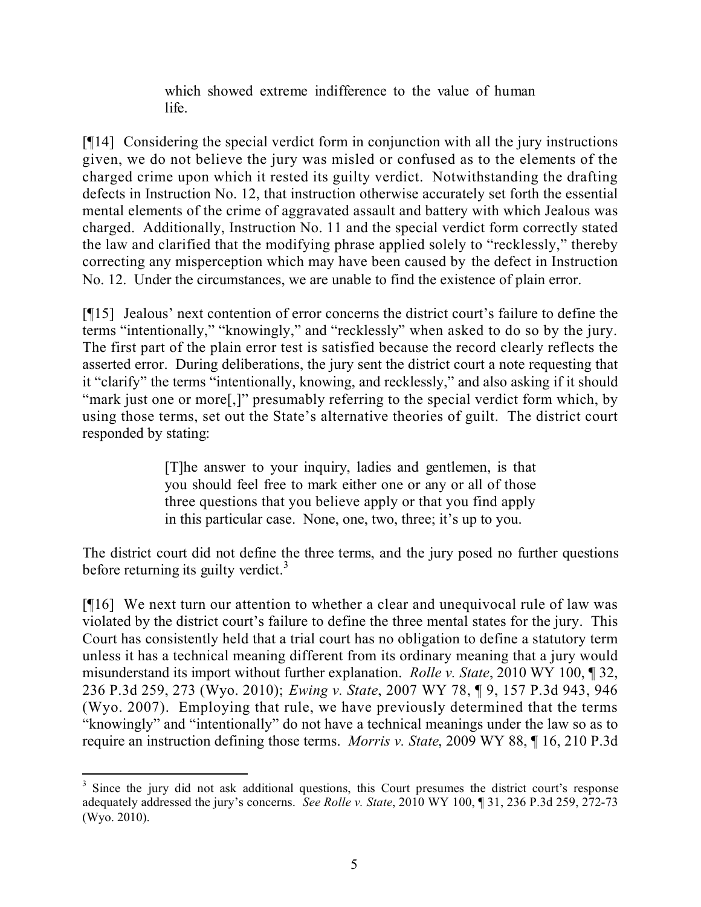> which showed extreme indifference to the value of human life.

[¶14] Considering the special verdict form in conjunction with all the jury instructions given, we do not believe the jury was misled or confused as to the elements of the charged crime upon which it rested its guilty verdict. Notwithstanding the drafting defects in Instruction No. 12, that instruction otherwise accurately set forth the essential mental elements of the crime of aggravated assault and battery with which Jealous was charged. Additionally, Instruction No. 11 and the special verdict form correctly stated the law and clarified that the modifying phrase applied solely to "recklessly," thereby correcting any misperception which may have been caused by the defect in Instruction No. 12. Under the circumstances, we are unable to find the existence of plain error.

[¶15] Jealous' next contention of error concerns the district court's failure to define the terms "intentionally," "knowingly," and "recklessly" when asked to do so by the jury. The first part of the plain error test is satisfied because the record clearly reflects the asserted error. During deliberations, the jury sent the district court a note requesting that it "clarify" the terms "intentionally, knowing, and recklessly," and also asking if it should "mark just one or more[,]" presumably referring to the special verdict form which, by using those terms, set out the State's alternative theories of guilt. The district court responded by stating:

> [T]he answer to your inquiry, ladies and gentlemen, is that you should feel free to mark either one or any or all of those three questions that you believe apply or that you find apply in this particular case. None, one, two, three; it's up to you.

The district court did not define the three terms, and the jury posed no further questions before returning its guilty verdict.[3]

[¶16] We next turn our attention to whether a clear and unequivocal rule of law was violated by the district court's failure to define the three mental states for the jury. This Court has consistently held that a trial court has no obligation to define a statutory term unless it has a technical meaning different from its ordinary meaning that a jury would misunderstand its import without further explanation. *Rolle v. State*, 2010 WY 100, ¶ 32, 236 P.3d 259, 273 (Wyo. 2010); *Ewing v. State*, 2007 WY 78, ¶ 9, 157 P.3d 943, 946 (Wyo. 2007). Employing that rule, we have previously determined that the terms "knowingly" and "intentionally" do not have a technical meanings under the law so as to require an instruction defining those terms. *Morris v. State*, 2009 WY 88, ¶ 16, 210 P.3d

---

[3] Since the jury did not ask additional questions, this Court presumes the district court's response adequately addressed the jury's concerns. *See Rolle v. State*, 2010 WY 100, ¶ 31, 236 P.3d 259, 272-73 (Wyo. 2010).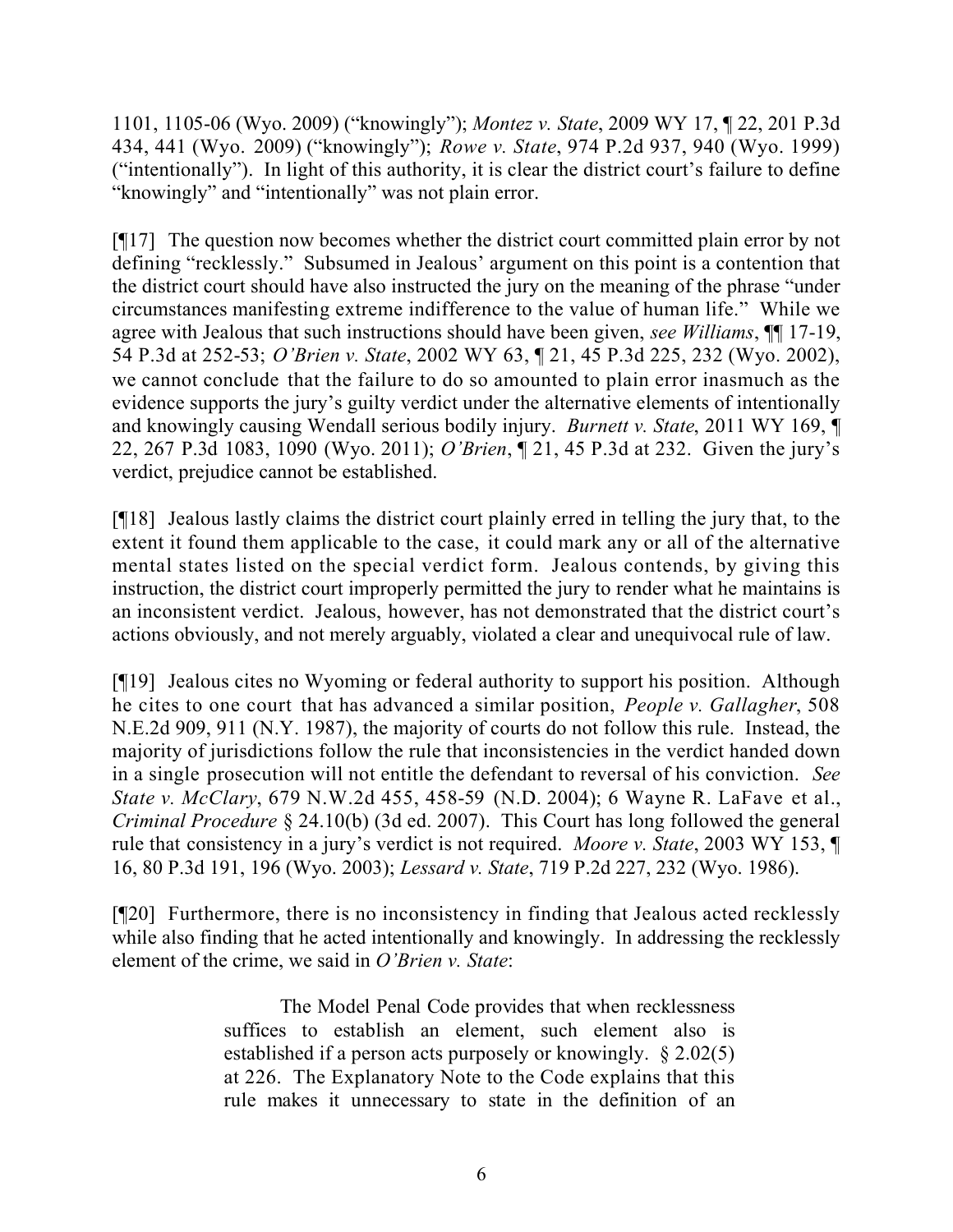1101, 1105-06 (Wyo. 2009) ("knowingly"); *Montez v. State*, 2009 WY 17, ¶ 22, 201 P.3d 434, 441 (Wyo. 2009) ("knowingly"); *Rowe v. State*, 974 P.2d 937, 940 (Wyo. 1999) ("intentionally"). In light of this authority, it is clear the district court's failure to define "knowingly" and "intentionally" was not plain error.

[¶17] The question now becomes whether the district court committed plain error by not defining "recklessly." Subsumed in Jealous' argument on this point is a contention that the district court should have also instructed the jury on the meaning of the phrase "under circumstances manifesting extreme indifference to the value of human life." While we agree with Jealous that such instructions should have been given, *see Williams*, ¶¶ 17-19, 54 P.3d at 252-53; *O'Brien v. State*, 2002 WY 63, ¶ 21, 45 P.3d 225, 232 (Wyo. 2002), we cannot conclude that the failure to do so amounted to plain error inasmuch as the evidence supports the jury's guilty verdict under the alternative elements of intentionally and knowingly causing Wendall serious bodily injury. *Burnett v. State*, 2011 WY 169, ¶ 22, 267 P.3d 1083, 1090 (Wyo. 2011); *O'Brien*, ¶ 21, 45 P.3d at 232. Given the jury's verdict, prejudice cannot be established.

[¶18] Jealous lastly claims the district court plainly erred in telling the jury that, to the extent it found them applicable to the case, it could mark any or all of the alternative mental states listed on the special verdict form. Jealous contends, by giving this instruction, the district court improperly permitted the jury to render what he maintains is an inconsistent verdict. Jealous, however, has not demonstrated that the district court's actions obviously, and not merely arguably, violated a clear and unequivocal rule of law.

[¶19] Jealous cites no Wyoming or federal authority to support his position. Although he cites to one court that has advanced a similar position, *People v. Gallagher*, 508 N.E.2d 909, 911 (N.Y. 1987), the majority of courts do not follow this rule. Instead, the majority of jurisdictions follow the rule that inconsistencies in the verdict handed down in a single prosecution will not entitle the defendant to reversal of his conviction. *See State v. McClary*, 679 N.W.2d 455, 458-59 (N.D. 2004); 6 Wayne R. LaFave et al., *Criminal Procedure* § 24.10(b) (3d ed. 2007). This Court has long followed the general rule that consistency in a jury's verdict is not required. *Moore v. State*, 2003 WY 153, ¶ 16, 80 P.3d 191, 196 (Wyo. 2003); *Lessard v. State*, 719 P.2d 227, 232 (Wyo. 1986).

[¶20] Furthermore, there is no inconsistency in finding that Jealous acted recklessly while also finding that he acted intentionally and knowingly. In addressing the recklessly element of the crime, we said in *O'Brien v. State*:

> The Model Penal Code provides that when recklessness suffices to establish an element, such element also is established if a person acts purposely or knowingly. § 2.02(5) at 226. The Explanatory Note to the Code explains that this rule makes it unnecessary to state in the definition of an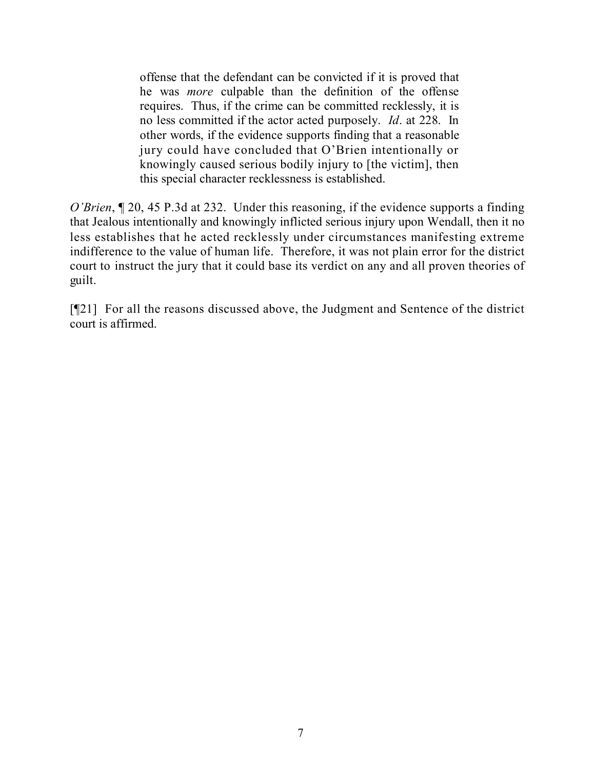> offense that the defendant can be convicted if it is proved that he was *more* culpable than the definition of the offense requires. Thus, if the crime can be committed recklessly, it is no less committed if the actor acted purposely. *Id*. at 228. In other words, if the evidence supports finding that a reasonable jury could have concluded that O'Brien intentionally or knowingly caused serious bodily injury to [the victim], then this special character recklessness is established.

*O'Brien*, ¶ 20, 45 P.3d at 232. Under this reasoning, if the evidence supports a finding that Jealous intentionally and knowingly inflicted serious injury upon Wendall, then it no less establishes that he acted recklessly under circumstances manifesting extreme indifference to the value of human life. Therefore, it was not plain error for the district court to instruct the jury that it could base its verdict on any and all proven theories of guilt.

[¶21] For all the reasons discussed above, the Judgment and Sentence of the district court is affirmed.